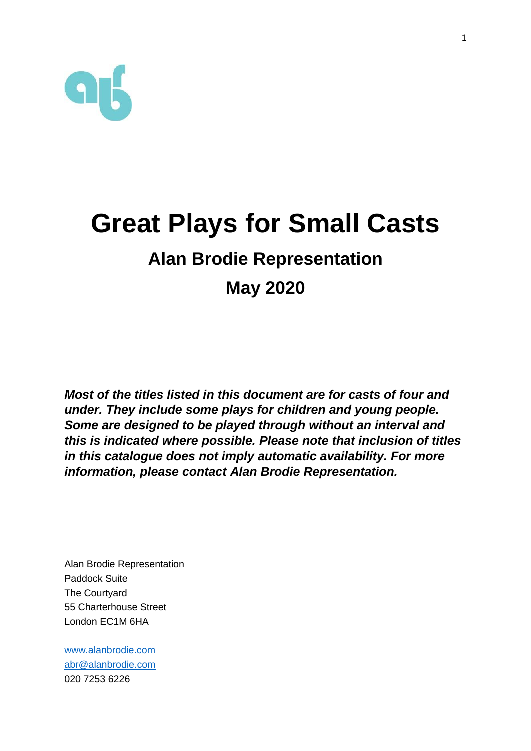# Great Plays for Small Casts

## Alan Brodie Representation

## May 2020

***Most of the titles listed in this document are for casts of four and under. They include some plays for children and young people. Some are designed to be played through without an interval and this is indicated where possible. Please note that inclusion of titles in this catalogue does not imply automatic availability. For more information, please contact Alan Brodie Representation.***

Alan Brodie Representation
Paddock Suite
The Courtyard
55 Charterhouse Street
London EC1M 6HA

[www.alanbrodie.com](http://www.alanbrodie.com)
[abr@alanbrodie.com](mailto:abr@alanbrodie.com)
020 7253 6226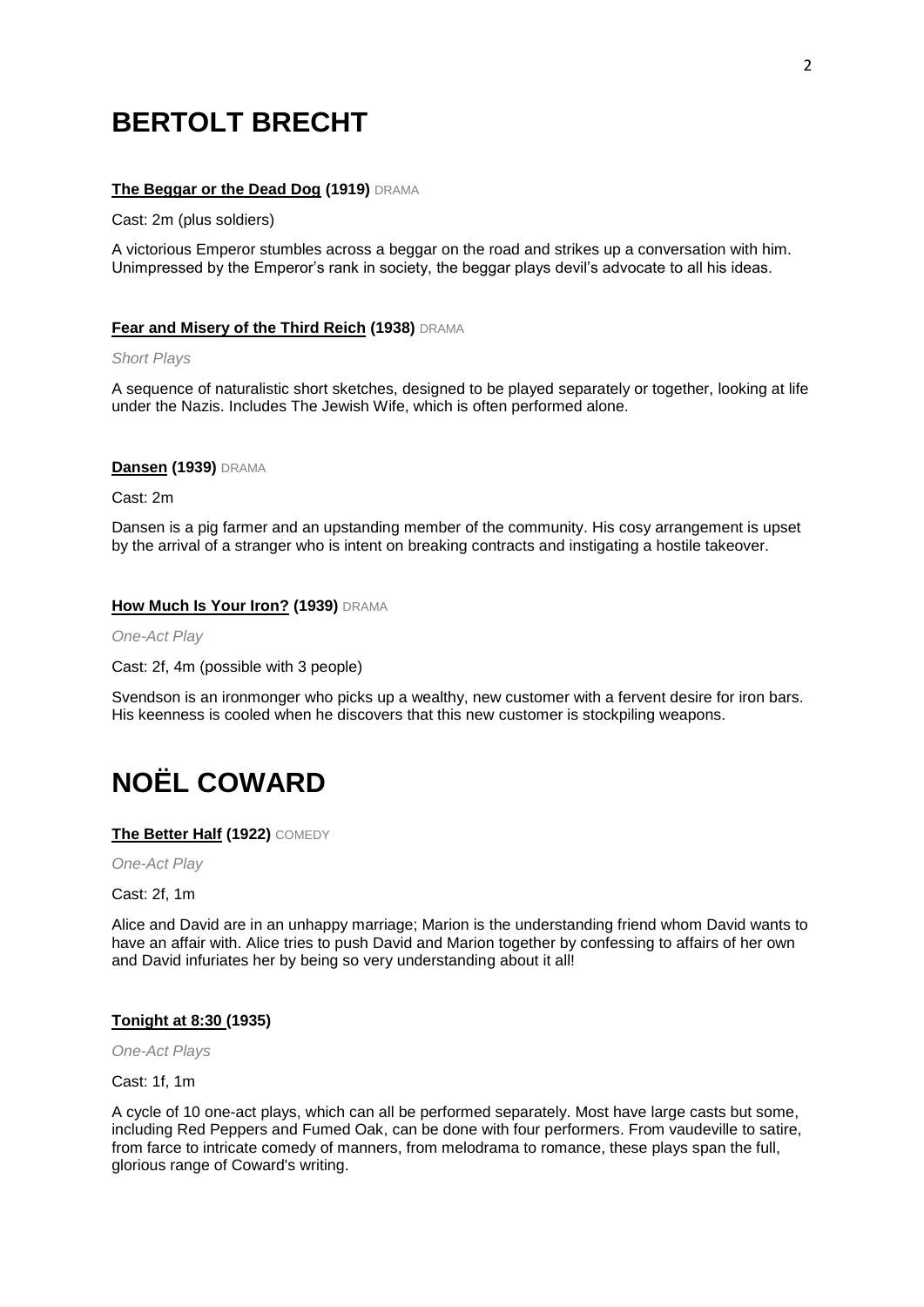# BERTOLT BRECHT

### **The Beggar or the Dead Dog (1919)** DRAMA

Cast: 2m (plus soldiers)

A victorious Emperor stumbles across a beggar on the road and strikes up a conversation with him. Unimpressed by the Emperor's rank in society, the beggar plays devil's advocate to all his ideas.

### **Fear and Misery of the Third Reich (1938)** DRAMA

*Short Plays*

A sequence of naturalistic short sketches, designed to be played separately or together, looking at life under the Nazis. Includes The Jewish Wife, which is often performed alone.

### **Dansen (1939)** DRAMA

Cast: 2m

Dansen is a pig farmer and an upstanding member of the community. His cosy arrangement is upset by the arrival of a stranger who is intent on breaking contracts and instigating a hostile takeover.

### **How Much Is Your Iron? (1939)** DRAMA

*One-Act Play*

Cast: 2f, 4m (possible with 3 people)

Svendson is an ironmonger who picks up a wealthy, new customer with a fervent desire for iron bars. His keenness is cooled when he discovers that this new customer is stockpiling weapons.

# NOËL COWARD

### **The Better Half (1922)** COMEDY

*One-Act Play*

Cast: 2f, 1m

Alice and David are in an unhappy marriage; Marion is the understanding friend whom David wants to have an affair with. Alice tries to push David and Marion together by confessing to affairs of her own and David infuriates her by being so very understanding about it all!

### **Tonight at 8:30 (1935)**

*One-Act Plays*

Cast: 1f, 1m

A cycle of 10 one-act plays, which can all be performed separately. Most have large casts but some, including Red Peppers and Fumed Oak, can be done with four performers. From vaudeville to satire, from farce to intricate comedy of manners, from melodrama to romance, these plays span the full, glorious range of Coward's writing.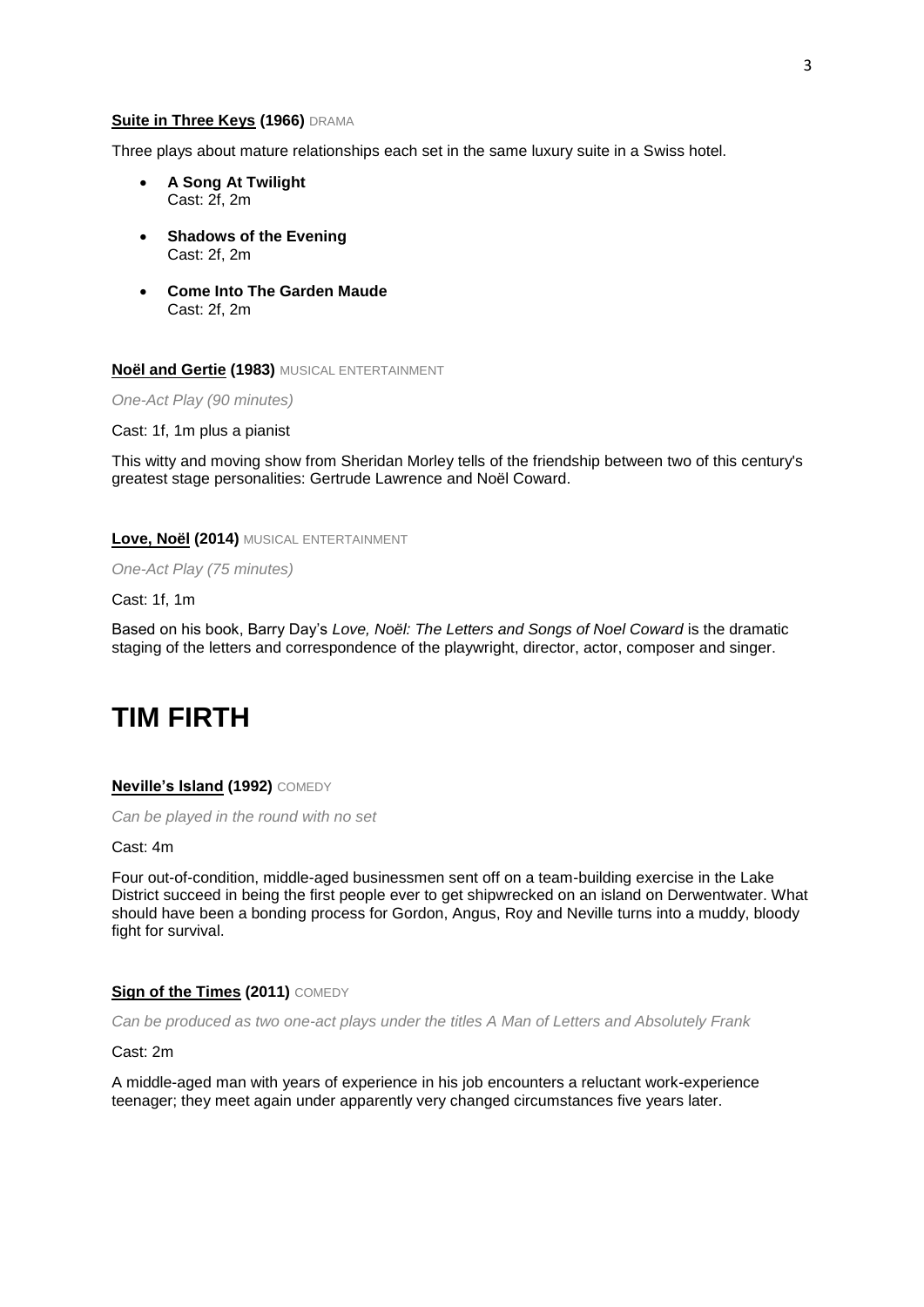**Suite in Three Keys (1966)** DRAMA

Three plays about mature relationships each set in the same luxury suite in a Swiss hotel.

- **A Song At Twilight**
  Cast: 2f, 2m

- **Shadows of the Evening**
  Cast: 2f, 2m

- **Come Into The Garden Maude**
  Cast: 2f, 2m

**Noël and Gertie (1983)** MUSICAL ENTERTAINMENT

*One-Act Play (90 minutes)*

Cast: 1f, 1m plus a pianist

This witty and moving show from Sheridan Morley tells of the friendship between two of this century's greatest stage personalities: Gertrude Lawrence and Noël Coward.

**Love, Noël (2014)** MUSICAL ENTERTAINMENT

*One-Act Play (75 minutes)*

Cast: 1f, 1m

Based on his book, Barry Day's *Love, Noël: The Letters and Songs of Noel Coward* is the dramatic staging of the letters and correspondence of the playwright, director, actor, composer and singer.

# TIM FIRTH

**Neville's Island (1992)** COMEDY

*Can be played in the round with no set*

Cast: 4m

Four out-of-condition, middle-aged businessmen sent off on a team-building exercise in the Lake District succeed in being the first people ever to get shipwrecked on an island on Derwentwater. What should have been a bonding process for Gordon, Angus, Roy and Neville turns into a muddy, bloody fight for survival.

**Sign of the Times (2011)** COMEDY

*Can be produced as two one-act plays under the titles A Man of Letters and Absolutely Frank*

Cast: 2m

A middle-aged man with years of experience in his job encounters a reluctant work-experience teenager; they meet again under apparently very changed circumstances five years later.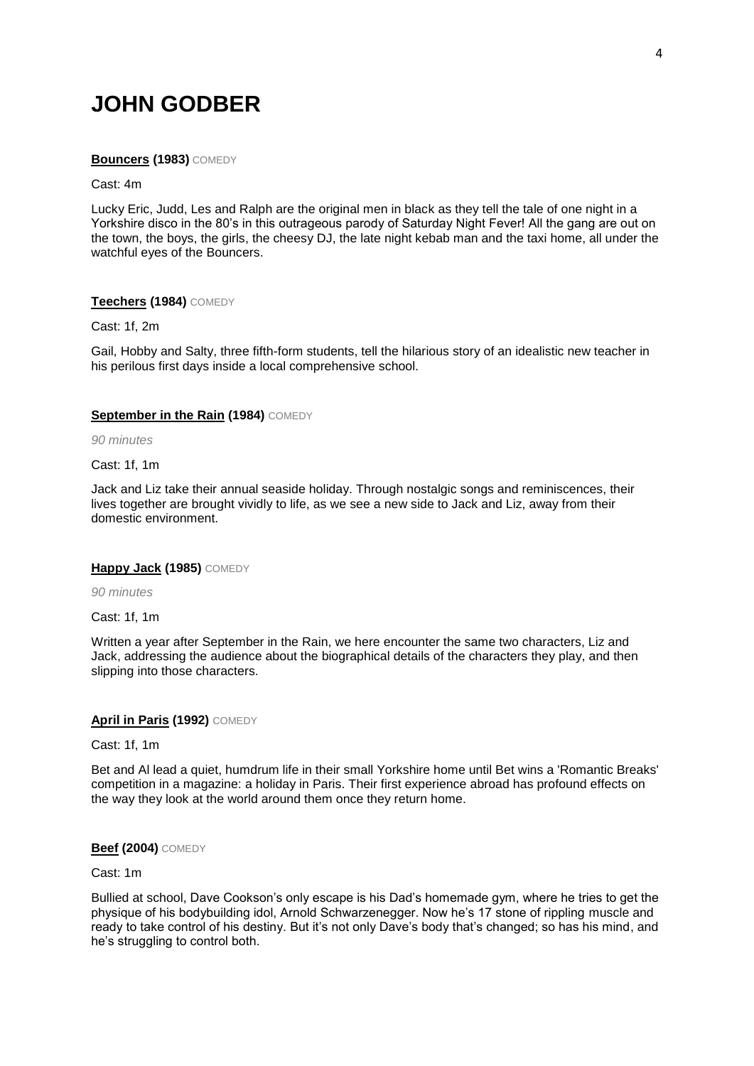# JOHN GODBER

**Bouncers (1983)** COMEDY

Cast: 4m

Lucky Eric, Judd, Les and Ralph are the original men in black as they tell the tale of one night in a Yorkshire disco in the 80's in this outrageous parody of Saturday Night Fever! All the gang are out on the town, the boys, the girls, the cheesy DJ, the late night kebab man and the taxi home, all under the watchful eyes of the Bouncers.

**Teechers (1984)** COMEDY

Cast: 1f, 2m

Gail, Hobby and Salty, three fifth-form students, tell the hilarious story of an idealistic new teacher in his perilous first days inside a local comprehensive school.

**September in the Rain (1984)** COMEDY

*90 minutes*

Cast: 1f, 1m

Jack and Liz take their annual seaside holiday. Through nostalgic songs and reminiscences, their lives together are brought vividly to life, as we see a new side to Jack and Liz, away from their domestic environment.

**Happy Jack (1985)** COMEDY

*90 minutes*

Cast: 1f, 1m

Written a year after September in the Rain, we here encounter the same two characters, Liz and Jack, addressing the audience about the biographical details of the characters they play, and then slipping into those characters.

**April in Paris (1992)** COMEDY

Cast: 1f, 1m

Bet and Al lead a quiet, humdrum life in their small Yorkshire home until Bet wins a 'Romantic Breaks' competition in a magazine: a holiday in Paris. Their first experience abroad has profound effects on the way they look at the world around them once they return home.

**Beef (2004)** COMEDY

Cast: 1m

Bullied at school, Dave Cookson's only escape is his Dad's homemade gym, where he tries to get the physique of his bodybuilding idol, Arnold Schwarzenegger. Now he's 17 stone of rippling muscle and ready to take control of his destiny. But it's not only Dave's body that's changed; so has his mind, and he's struggling to control both.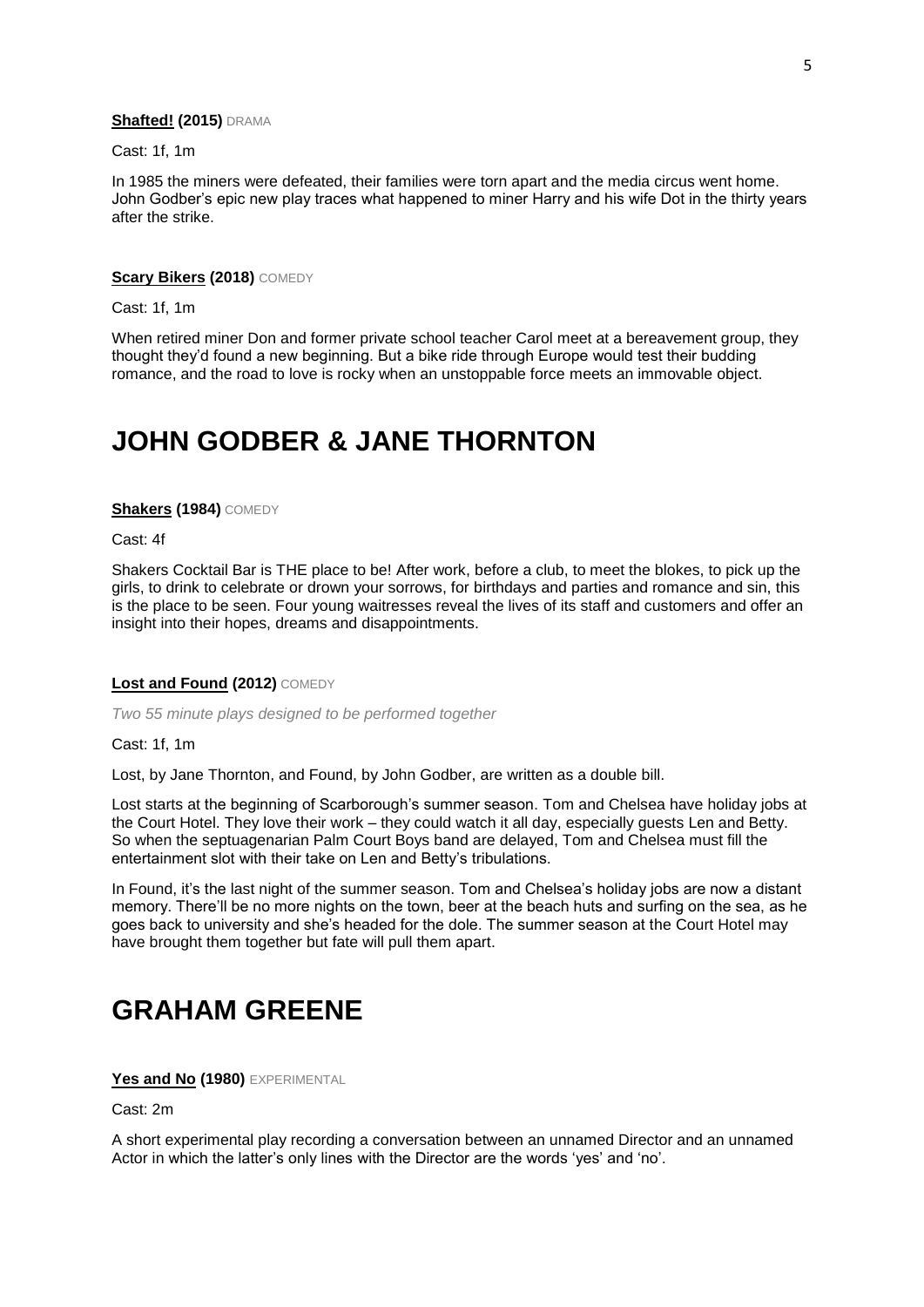**Shafted! (2015)** DRAMA

Cast: 1f, 1m

In 1985 the miners were defeated, their families were torn apart and the media circus went home. John Godber's epic new play traces what happened to miner Harry and his wife Dot in the thirty years after the strike.

**Scary Bikers (2018)** COMEDY

Cast: 1f, 1m

When retired miner Don and former private school teacher Carol meet at a bereavement group, they thought they'd found a new beginning. But a bike ride through Europe would test their budding romance, and the road to love is rocky when an unstoppable force meets an immovable object.

# JOHN GODBER & JANE THORNTON

**Shakers (1984)** COMEDY

Cast: 4f

Shakers Cocktail Bar is THE place to be! After work, before a club, to meet the blokes, to pick up the girls, to drink to celebrate or drown your sorrows, for birthdays and parties and romance and sin, this is the place to be seen. Four young waitresses reveal the lives of its staff and customers and offer an insight into their hopes, dreams and disappointments.

**Lost and Found (2012)** COMEDY

*Two 55 minute plays designed to be performed together*

Cast: 1f, 1m

Lost, by Jane Thornton, and Found, by John Godber, are written as a double bill.

Lost starts at the beginning of Scarborough's summer season. Tom and Chelsea have holiday jobs at the Court Hotel. They love their work – they could watch it all day, especially guests Len and Betty. So when the septuagenarian Palm Court Boys band are delayed, Tom and Chelsea must fill the entertainment slot with their take on Len and Betty's tribulations.

In Found, it's the last night of the summer season. Tom and Chelsea's holiday jobs are now a distant memory. There'll be no more nights on the town, beer at the beach huts and surfing on the sea, as he goes back to university and she's headed for the dole. The summer season at the Court Hotel may have brought them together but fate will pull them apart.

# GRAHAM GREENE

**Yes and No (1980)** EXPERIMENTAL

Cast: 2m

A short experimental play recording a conversation between an unnamed Director and an unnamed Actor in which the latter's only lines with the Director are the words 'yes' and 'no'.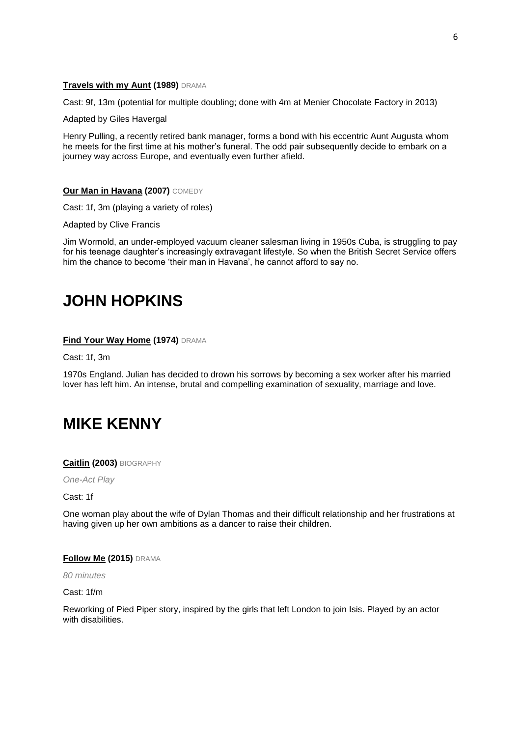**Travels with my Aunt (1989)** DRAMA

Cast: 9f, 13m (potential for multiple doubling; done with 4m at Menier Chocolate Factory in 2013)

Adapted by Giles Havergal

Henry Pulling, a recently retired bank manager, forms a bond with his eccentric Aunt Augusta whom he meets for the first time at his mother's funeral. The odd pair subsequently decide to embark on a journey way across Europe, and eventually even further afield.

**Our Man in Havana (2007)** COMEDY

Cast: 1f, 3m (playing a variety of roles)

Adapted by Clive Francis

Jim Wormold, an under-employed vacuum cleaner salesman living in 1950s Cuba, is struggling to pay for his teenage daughter's increasingly extravagant lifestyle. So when the British Secret Service offers him the chance to become 'their man in Havana', he cannot afford to say no.

# JOHN HOPKINS

**Find Your Way Home (1974)** DRAMA

Cast: 1f, 3m

1970s England. Julian has decided to drown his sorrows by becoming a sex worker after his married lover has left him. An intense, brutal and compelling examination of sexuality, marriage and love.

# MIKE KENNY

**Caitlin (2003)** BIOGRAPHY

*One-Act Play*

Cast: 1f

One woman play about the wife of Dylan Thomas and their difficult relationship and her frustrations at having given up her own ambitions as a dancer to raise their children.

**Follow Me (2015)** DRAMA

*80 minutes*

Cast: 1f/m

Reworking of Pied Piper story, inspired by the girls that left London to join Isis. Played by an actor with disabilities.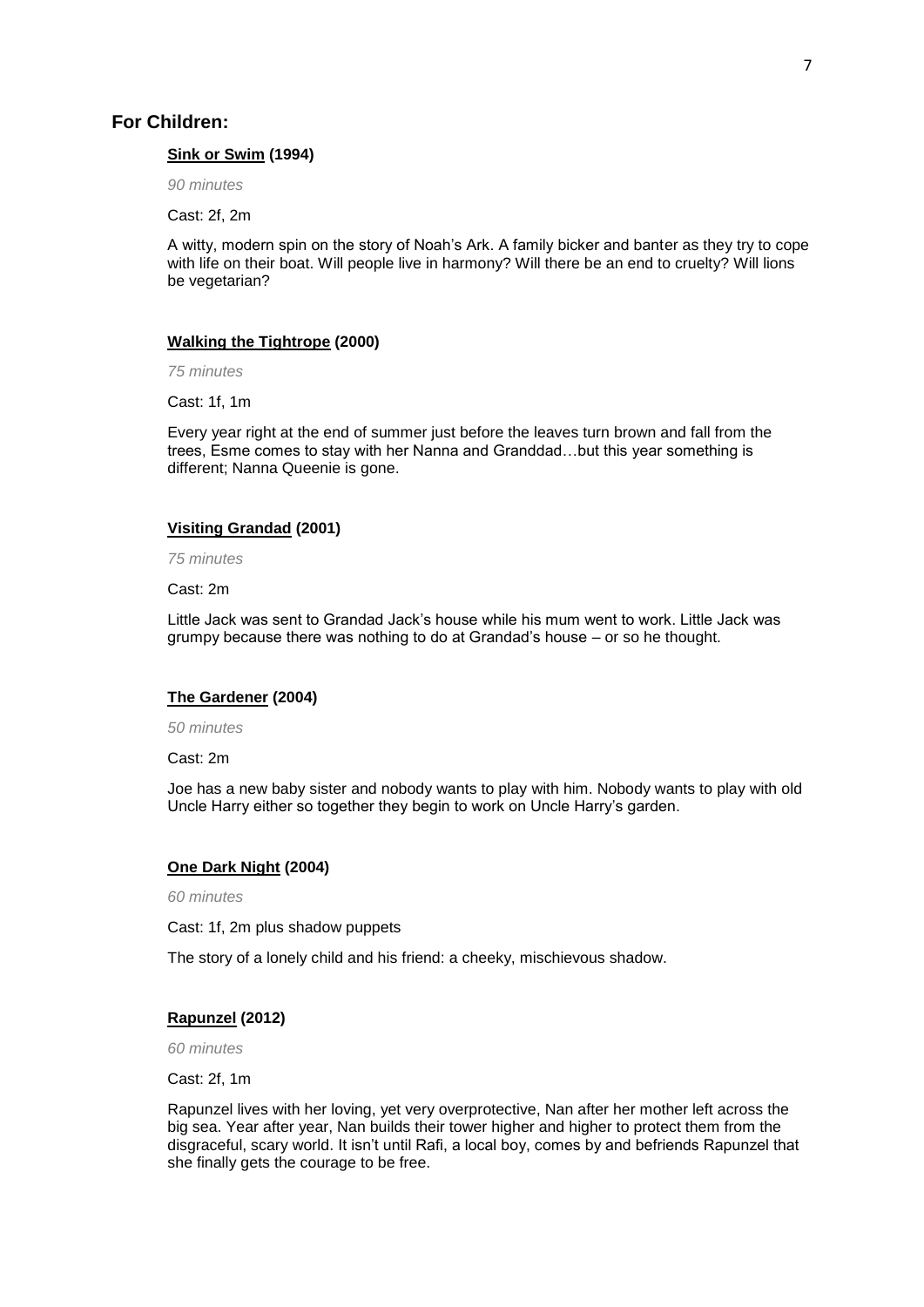## For Children:

### **Sink or Swim (1994)**

*90 minutes*

Cast: 2f, 2m

A witty, modern spin on the story of Noah's Ark. A family bicker and banter as they try to cope with life on their boat. Will people live in harmony? Will there be an end to cruelty? Will lions be vegetarian?

### **Walking the Tightrope (2000)**

*75 minutes*

Cast: 1f, 1m

Every year right at the end of summer just before the leaves turn brown and fall from the trees, Esme comes to stay with her Nanna and Granddad…but this year something is different; Nanna Queenie is gone.

### **Visiting Grandad (2001)**

*75 minutes*

Cast: 2m

Little Jack was sent to Grandad Jack's house while his mum went to work. Little Jack was grumpy because there was nothing to do at Grandad's house – or so he thought.

### **The Gardener (2004)**

*50 minutes*

Cast: 2m

Joe has a new baby sister and nobody wants to play with him. Nobody wants to play with old Uncle Harry either so together they begin to work on Uncle Harry's garden.

### **One Dark Night (2004)**

*60 minutes*

Cast: 1f, 2m plus shadow puppets

The story of a lonely child and his friend: a cheeky, mischievous shadow.

### **Rapunzel (2012)**

*60 minutes*

Cast: 2f, 1m

Rapunzel lives with her loving, yet very overprotective, Nan after her mother left across the big sea. Year after year, Nan builds their tower higher and higher to protect them from the disgraceful, scary world. It isn't until Rafi, a local boy, comes by and befriends Rapunzel that she finally gets the courage to be free.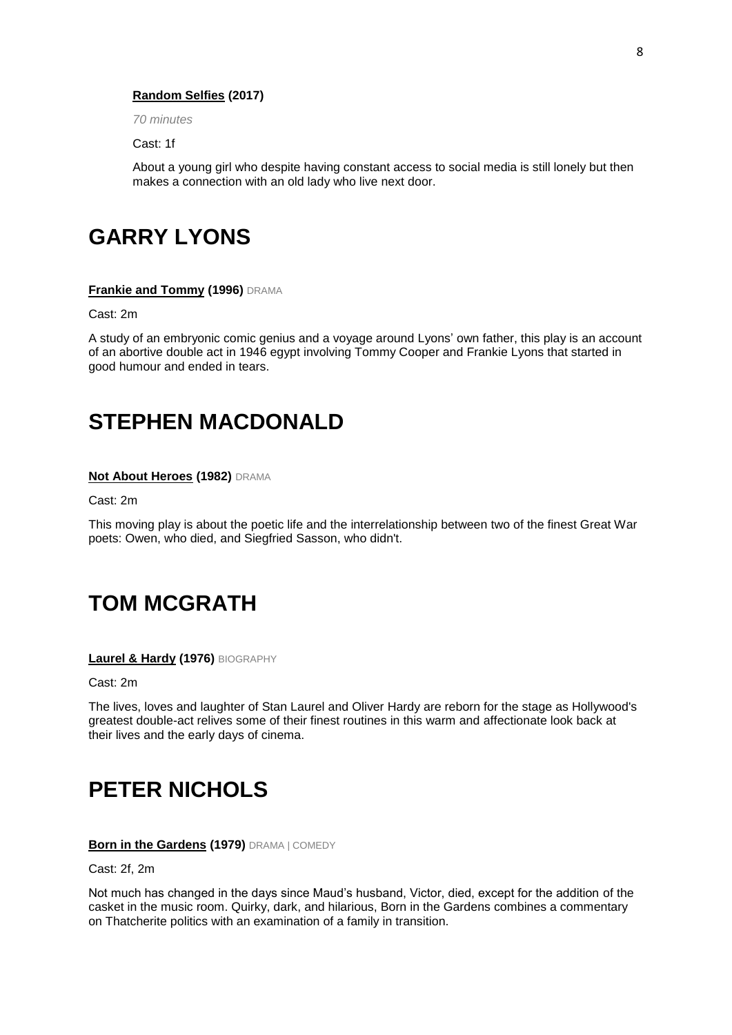**Random Selfies (2017)**

*70 minutes*

Cast: 1f

About a young girl who despite having constant access to social media is still lonely but then makes a connection with an old lady who live next door.

# GARRY LYONS

**Frankie and Tommy (1996)** DRAMA

Cast: 2m

A study of an embryonic comic genius and a voyage around Lyons' own father, this play is an account of an abortive double act in 1946 egypt involving Tommy Cooper and Frankie Lyons that started in good humour and ended in tears.

# STEPHEN MACDONALD

**Not About Heroes (1982)** DRAMA

Cast: 2m

This moving play is about the poetic life and the interrelationship between two of the finest Great War poets: Owen, who died, and Siegfried Sasson, who didn't.

# TOM MCGRATH

**Laurel & Hardy (1976)** BIOGRAPHY

Cast: 2m

The lives, loves and laughter of Stan Laurel and Oliver Hardy are reborn for the stage as Hollywood's greatest double-act relives some of their finest routines in this warm and affectionate look back at their lives and the early days of cinema.

# PETER NICHOLS

**Born in the Gardens (1979)** DRAMA | COMEDY

Cast: 2f, 2m

Not much has changed in the days since Maud's husband, Victor, died, except for the addition of the casket in the music room. Quirky, dark, and hilarious, Born in the Gardens combines a commentary on Thatcherite politics with an examination of a family in transition.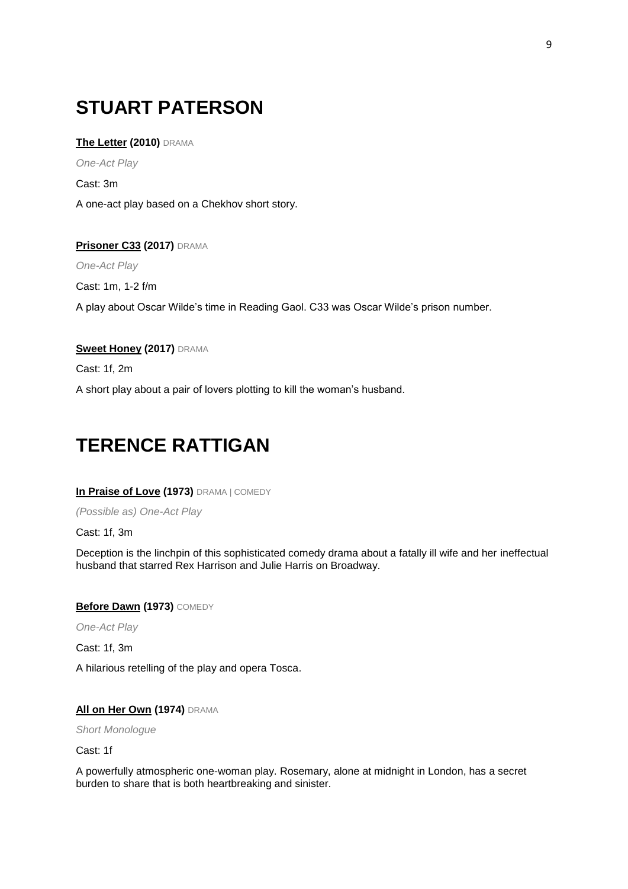# STUART PATERSON

**The Letter (2010)** DRAMA

*One-Act Play*

Cast: 3m

A one-act play based on a Chekhov short story.

**Prisoner C33 (2017)** DRAMA

*One-Act Play*

Cast: 1m, 1-2 f/m

A play about Oscar Wilde's time in Reading Gaol. C33 was Oscar Wilde's prison number.

**Sweet Honey (2017)** DRAMA

Cast: 1f, 2m

A short play about a pair of lovers plotting to kill the woman's husband.

# TERENCE RATTIGAN

**In Praise of Love (1973)** DRAMA | COMEDY

*(Possible as) One-Act Play*

Cast: 1f, 3m

Deception is the linchpin of this sophisticated comedy drama about a fatally ill wife and her ineffectual husband that starred Rex Harrison and Julie Harris on Broadway.

**Before Dawn (1973)** COMEDY

*One-Act Play*

Cast: 1f, 3m

A hilarious retelling of the play and opera Tosca.

**All on Her Own (1974)** DRAMA

*Short Monologue*

Cast: 1f

A powerfully atmospheric one-woman play. Rosemary, alone at midnight in London, has a secret burden to share that is both heartbreaking and sinister.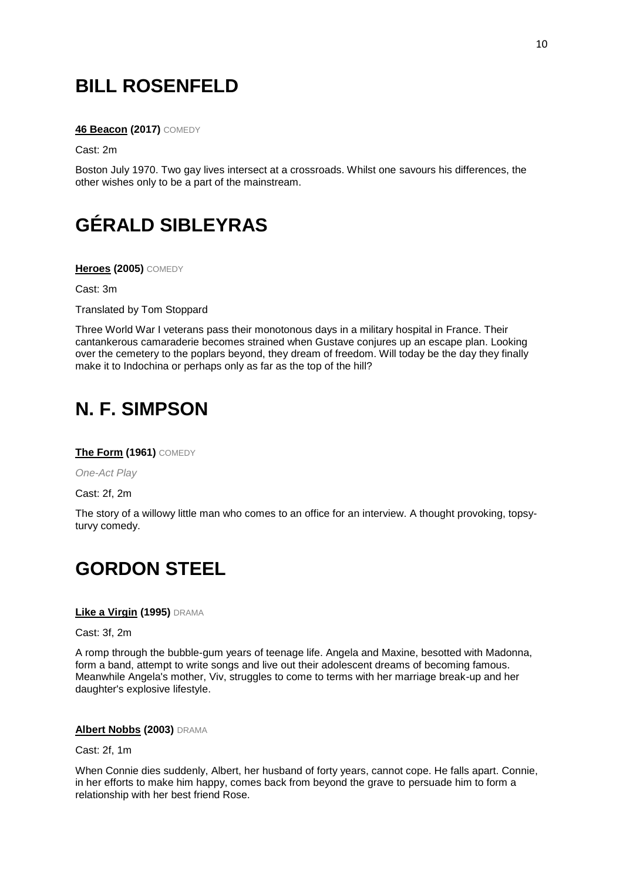# BILL ROSENFELD

**46 Beacon (2017)** COMEDY

Cast: 2m

Boston July 1970. Two gay lives intersect at a crossroads. Whilst one savours his differences, the other wishes only to be a part of the mainstream.

# GÉRALD SIBLEYRAS

**Heroes (2005)** COMEDY

Cast: 3m

Translated by Tom Stoppard

Three World War I veterans pass their monotonous days in a military hospital in France. Their cantankerous camaraderie becomes strained when Gustave conjures up an escape plan. Looking over the cemetery to the poplars beyond, they dream of freedom. Will today be the day they finally make it to Indochina or perhaps only as far as the top of the hill?

# N. F. SIMPSON

**The Form (1961)** COMEDY

*One-Act Play*

Cast: 2f, 2m

The story of a willowy little man who comes to an office for an interview. A thought provoking, topsy-turvy comedy.

# GORDON STEEL

**Like a Virgin (1995)** DRAMA

Cast: 3f, 2m

A romp through the bubble-gum years of teenage life. Angela and Maxine, besotted with Madonna, form a band, attempt to write songs and live out their adolescent dreams of becoming famous. Meanwhile Angela's mother, Viv, struggles to come to terms with her marriage break-up and her daughter's explosive lifestyle.

**Albert Nobbs (2003)** DRAMA

Cast: 2f, 1m

When Connie dies suddenly, Albert, her husband of forty years, cannot cope. He falls apart. Connie, in her efforts to make him happy, comes back from beyond the grave to persuade him to form a relationship with her best friend Rose.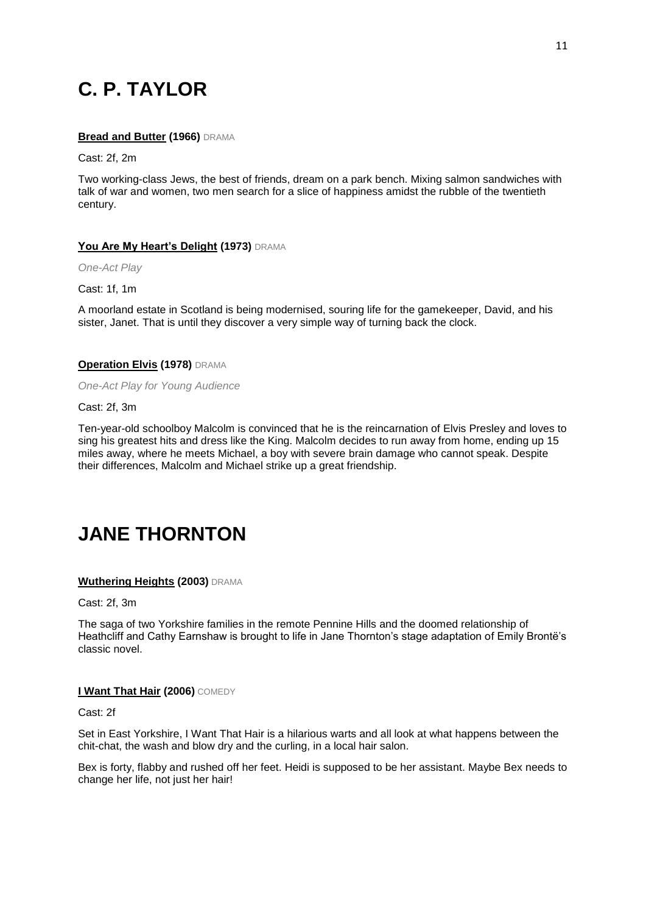# C. P. TAYLOR

**Bread and Butter (1966)** DRAMA

Cast: 2f, 2m

Two working-class Jews, the best of friends, dream on a park bench. Mixing salmon sandwiches with talk of war and women, two men search for a slice of happiness amidst the rubble of the twentieth century.

**You Are My Heart's Delight (1973)** DRAMA

*One-Act Play*

Cast: 1f, 1m

A moorland estate in Scotland is being modernised, souring life for the gamekeeper, David, and his sister, Janet. That is until they discover a very simple way of turning back the clock.

**Operation Elvis (1978)** DRAMA

*One-Act Play for Young Audience*

Cast: 2f, 3m

Ten-year-old schoolboy Malcolm is convinced that he is the reincarnation of Elvis Presley and loves to sing his greatest hits and dress like the King. Malcolm decides to run away from home, ending up 15 miles away, where he meets Michael, a boy with severe brain damage who cannot speak. Despite their differences, Malcolm and Michael strike up a great friendship.

# JANE THORNTON

**Wuthering Heights (2003)** DRAMA

Cast: 2f, 3m

The saga of two Yorkshire families in the remote Pennine Hills and the doomed relationship of Heathcliff and Cathy Earnshaw is brought to life in Jane Thornton's stage adaptation of Emily Brontë's classic novel.

**I Want That Hair (2006)** COMEDY

Cast: 2f

Set in East Yorkshire, I Want That Hair is a hilarious warts and all look at what happens between the chit-chat, the wash and blow dry and the curling, in a local hair salon.

Bex is forty, flabby and rushed off her feet. Heidi is supposed to be her assistant. Maybe Bex needs to change her life, not just her hair!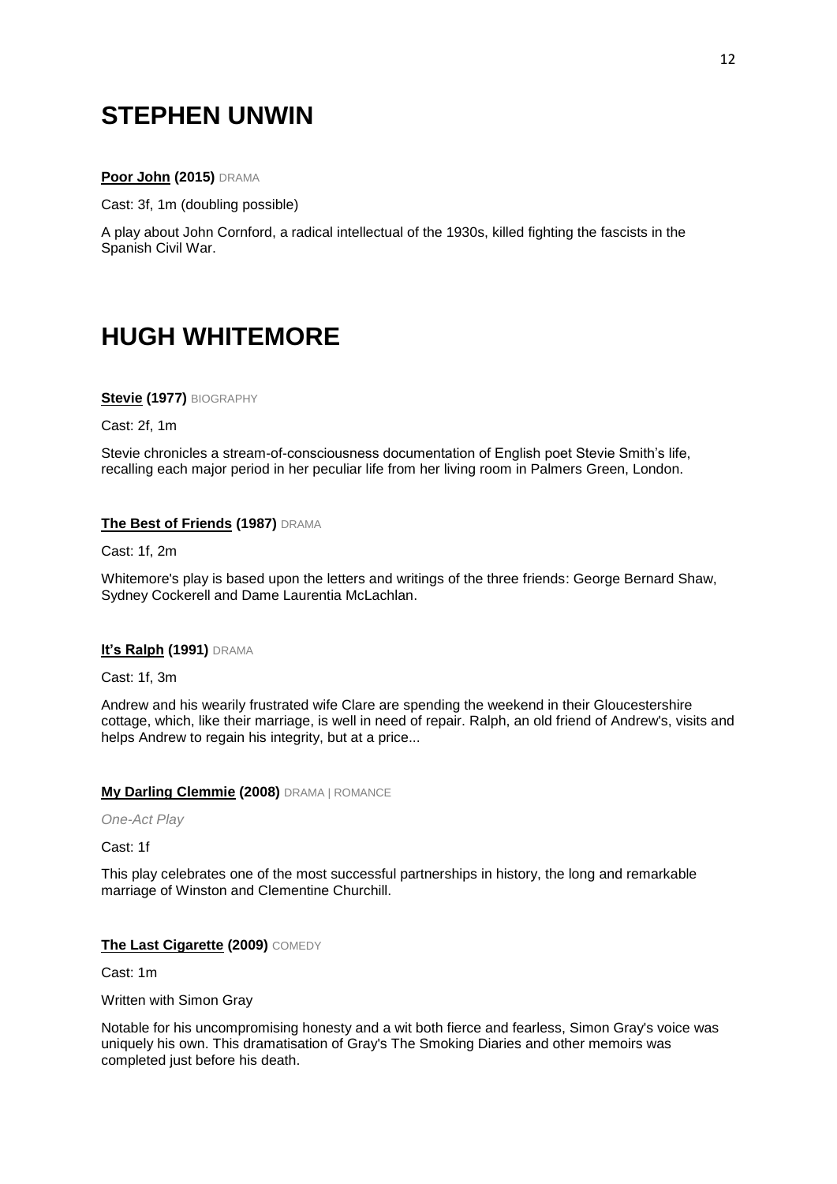# STEPHEN UNWIN

**Poor John (2015)** DRAMA

Cast: 3f, 1m (doubling possible)

A play about John Cornford, a radical intellectual of the 1930s, killed fighting the fascists in the Spanish Civil War.

# HUGH WHITEMORE

**Stevie (1977)** BIOGRAPHY

Cast: 2f, 1m

Stevie chronicles a stream-of-consciousness documentation of English poet Stevie Smith's life, recalling each major period in her peculiar life from her living room in Palmers Green, London.

**The Best of Friends (1987)** DRAMA

Cast: 1f, 2m

Whitemore's play is based upon the letters and writings of the three friends: George Bernard Shaw, Sydney Cockerell and Dame Laurentia McLachlan.

**It's Ralph (1991)** DRAMA

Cast: 1f, 3m

Andrew and his wearily frustrated wife Clare are spending the weekend in their Gloucestershire cottage, which, like their marriage, is well in need of repair. Ralph, an old friend of Andrew's, visits and helps Andrew to regain his integrity, but at a price...

**My Darling Clemmie (2008)** DRAMA | ROMANCE

*One-Act Play*

Cast: 1f

This play celebrates one of the most successful partnerships in history, the long and remarkable marriage of Winston and Clementine Churchill.

**The Last Cigarette (2009)** COMEDY

Cast: 1m

Written with Simon Gray

Notable for his uncompromising honesty and a wit both fierce and fearless, Simon Gray's voice was uniquely his own. This dramatisation of Gray's The Smoking Diaries and other memoirs was completed just before his death.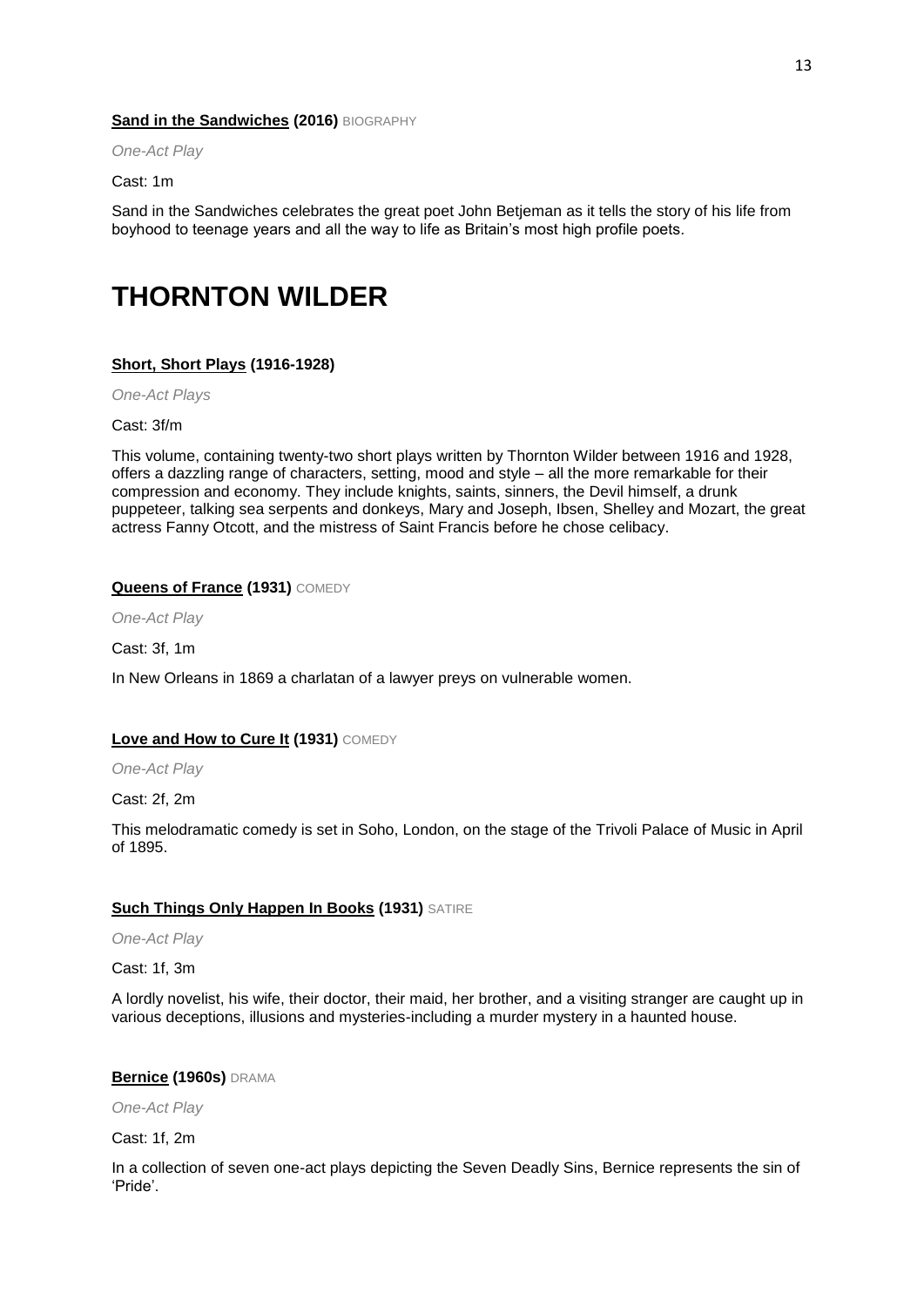**Sand in the Sandwiches (2016)** BIOGRAPHY

*One-Act Play*

Cast: 1m

Sand in the Sandwiches celebrates the great poet John Betjeman as it tells the story of his life from boyhood to teenage years and all the way to life as Britain's most high profile poets.

# THORNTON WILDER

**Short, Short Plays (1916-1928)**

*One-Act Plays*

Cast: 3f/m

This volume, containing twenty-two short plays written by Thornton Wilder between 1916 and 1928, offers a dazzling range of characters, setting, mood and style – all the more remarkable for their compression and economy. They include knights, saints, sinners, the Devil himself, a drunk puppeteer, talking sea serpents and donkeys, Mary and Joseph, Ibsen, Shelley and Mozart, the great actress Fanny Otcott, and the mistress of Saint Francis before he chose celibacy.

**Queens of France (1931)** COMEDY

*One-Act Play*

Cast: 3f, 1m

In New Orleans in 1869 a charlatan of a lawyer preys on vulnerable women.

**Love and How to Cure It (1931)** COMEDY

*One-Act Play*

Cast: 2f, 2m

This melodramatic comedy is set in Soho, London, on the stage of the Trivoli Palace of Music in April of 1895.

**Such Things Only Happen In Books (1931)** SATIRE

*One-Act Play*

Cast: 1f, 3m

A lordly novelist, his wife, their doctor, their maid, her brother, and a visiting stranger are caught up in various deceptions, illusions and mysteries-including a murder mystery in a haunted house.

**Bernice (1960s)** DRAMA

*One-Act Play*

Cast: 1f, 2m

In a collection of seven one-act plays depicting the Seven Deadly Sins, Bernice represents the sin of 'Pride'.